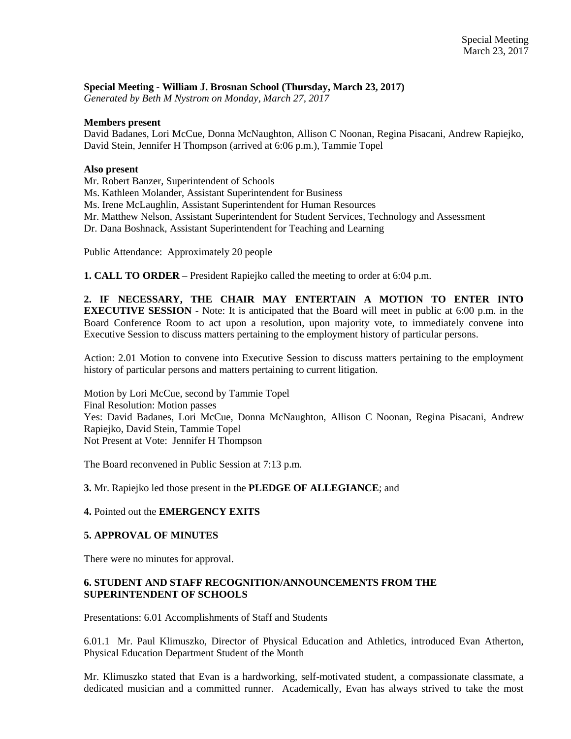**Special Meeting - William J. Brosnan School (Thursday, March 23, 2017)**
*Generated by Beth M Nystrom on Monday, March 27, 2017*

**Members present**
David Badanes, Lori McCue, Donna McNaughton, Allison C Noonan, Regina Pisacani, Andrew Rapiejko, David Stein, Jennifer H Thompson (arrived at 6:06 p.m.), Tammie Topel

**Also present**
Mr. Robert Banzer, Superintendent of Schools
Ms. Kathleen Molander, Assistant Superintendent for Business
Ms. Irene McLaughlin, Assistant Superintendent for Human Resources
Mr. Matthew Nelson, Assistant Superintendent for Student Services, Technology and Assessment
Dr. Dana Boshnack, Assistant Superintendent for Teaching and Learning

Public Attendance: Approximately 20 people

**1. CALL TO ORDER** – President Rapiejko called the meeting to order at 6:04 p.m.

**2. IF NECESSARY, THE CHAIR MAY ENTERTAIN A MOTION TO ENTER INTO EXECUTIVE SESSION** - Note: It is anticipated that the Board will meet in public at 6:00 p.m. in the Board Conference Room to act upon a resolution, upon majority vote, to immediately convene into Executive Session to discuss matters pertaining to the employment history of particular persons.

Action: 2.01 Motion to convene into Executive Session to discuss matters pertaining to the employment history of particular persons and matters pertaining to current litigation.

Motion by Lori McCue, second by Tammie Topel
Final Resolution: Motion passes
Yes: David Badanes, Lori McCue, Donna McNaughton, Allison C Noonan, Regina Pisacani, Andrew Rapiejko, David Stein, Tammie Topel
Not Present at Vote: Jennifer H Thompson

The Board reconvened in Public Session at 7:13 p.m.

**3.** Mr. Rapiejko led those present in the **PLEDGE OF ALLEGIANCE**; and

**4.** Pointed out the **EMERGENCY EXITS**

**5. APPROVAL OF MINUTES**

There were no minutes for approval.

**6. STUDENT AND STAFF RECOGNITION/ANNOUNCEMENTS FROM THE SUPERINTENDENT OF SCHOOLS**

Presentations: 6.01 Accomplishments of Staff and Students

6.01.1 Mr. Paul Klimuszko, Director of Physical Education and Athletics, introduced Evan Atherton, Physical Education Department Student of the Month

Mr. Klimuszko stated that Evan is a hardworking, self-motivated student, a compassionate classmate, a dedicated musician and a committed runner. Academically, Evan has always strived to take the most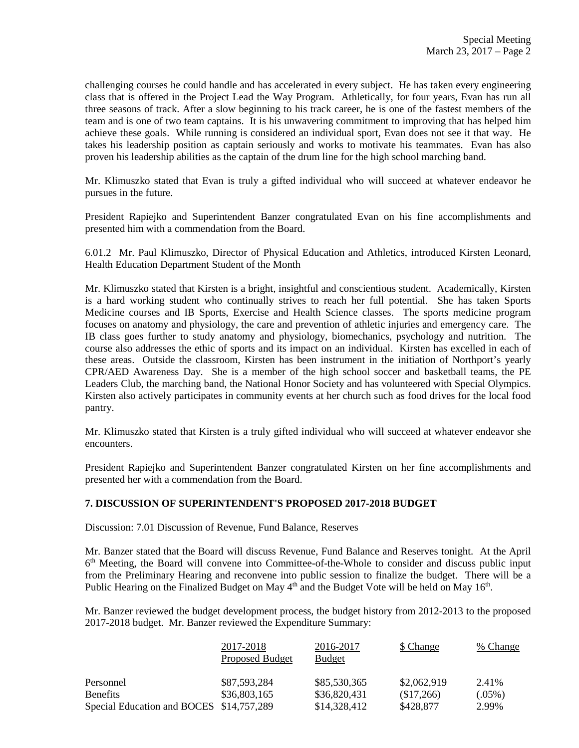challenging courses he could handle and has accelerated in every subject. He has taken every engineering class that is offered in the Project Lead the Way Program. Athletically, for four years, Evan has run all three seasons of track. After a slow beginning to his track career, he is one of the fastest members of the team and is one of two team captains. It is his unwavering commitment to improving that has helped him achieve these goals. While running is considered an individual sport, Evan does not see it that way. He takes his leadership position as captain seriously and works to motivate his teammates. Evan has also proven his leadership abilities as the captain of the drum line for the high school marching band.

Mr. Klimuszko stated that Evan is truly a gifted individual who will succeed at whatever endeavor he pursues in the future.

President Rapiejko and Superintendent Banzer congratulated Evan on his fine accomplishments and presented him with a commendation from the Board.

6.01.2 Mr. Paul Klimuszko, Director of Physical Education and Athletics, introduced Kirsten Leonard, Health Education Department Student of the Month

Mr. Klimuszko stated that Kirsten is a bright, insightful and conscientious student. Academically, Kirsten is a hard working student who continually strives to reach her full potential. She has taken Sports Medicine courses and IB Sports, Exercise and Health Science classes. The sports medicine program focuses on anatomy and physiology, the care and prevention of athletic injuries and emergency care. The IB class goes further to study anatomy and physiology, biomechanics, psychology and nutrition. The course also addresses the ethic of sports and its impact on an individual. Kirsten has excelled in each of these areas. Outside the classroom, Kirsten has been instrument in the initiation of Northport's yearly CPR/AED Awareness Day. She is a member of the high school soccer and basketball teams, the PE Leaders Club, the marching band, the National Honor Society and has volunteered with Special Olympics. Kirsten also actively participates in community events at her church such as food drives for the local food pantry.

Mr. Klimuszko stated that Kirsten is a truly gifted individual who will succeed at whatever endeavor she encounters.

President Rapiejko and Superintendent Banzer congratulated Kirsten on her fine accomplishments and presented her with a commendation from the Board.

**7. DISCUSSION OF SUPERINTENDENT'S PROPOSED 2017-2018 BUDGET**

Discussion: 7.01 Discussion of Revenue, Fund Balance, Reserves

Mr. Banzer stated that the Board will discuss Revenue, Fund Balance and Reserves tonight. At the April 6th Meeting, the Board will convene into Committee-of-the-Whole to consider and discuss public input from the Preliminary Hearing and reconvene into public session to finalize the budget. There will be a Public Hearing on the Finalized Budget on May 4th and the Budget Vote will be held on May 16th.

Mr. Banzer reviewed the budget development process, the budget history from 2012-2013 to the proposed 2017-2018 budget. Mr. Banzer reviewed the Expenditure Summary:

| | 2017-2018 Proposed Budget | 2016-2017 Budget | $ Change | % Change |
|---|---|---|---|---|
| Personnel | $87,593,284 | $85,530,365 | $2,062,919 | 2.41% |
| Benefits | $36,803,165 | $36,820,431 | ($17,266) | (.05%) |
| Special Education and BOCES | $14,757,289 | $14,328,412 | $428,877 | 2.99% |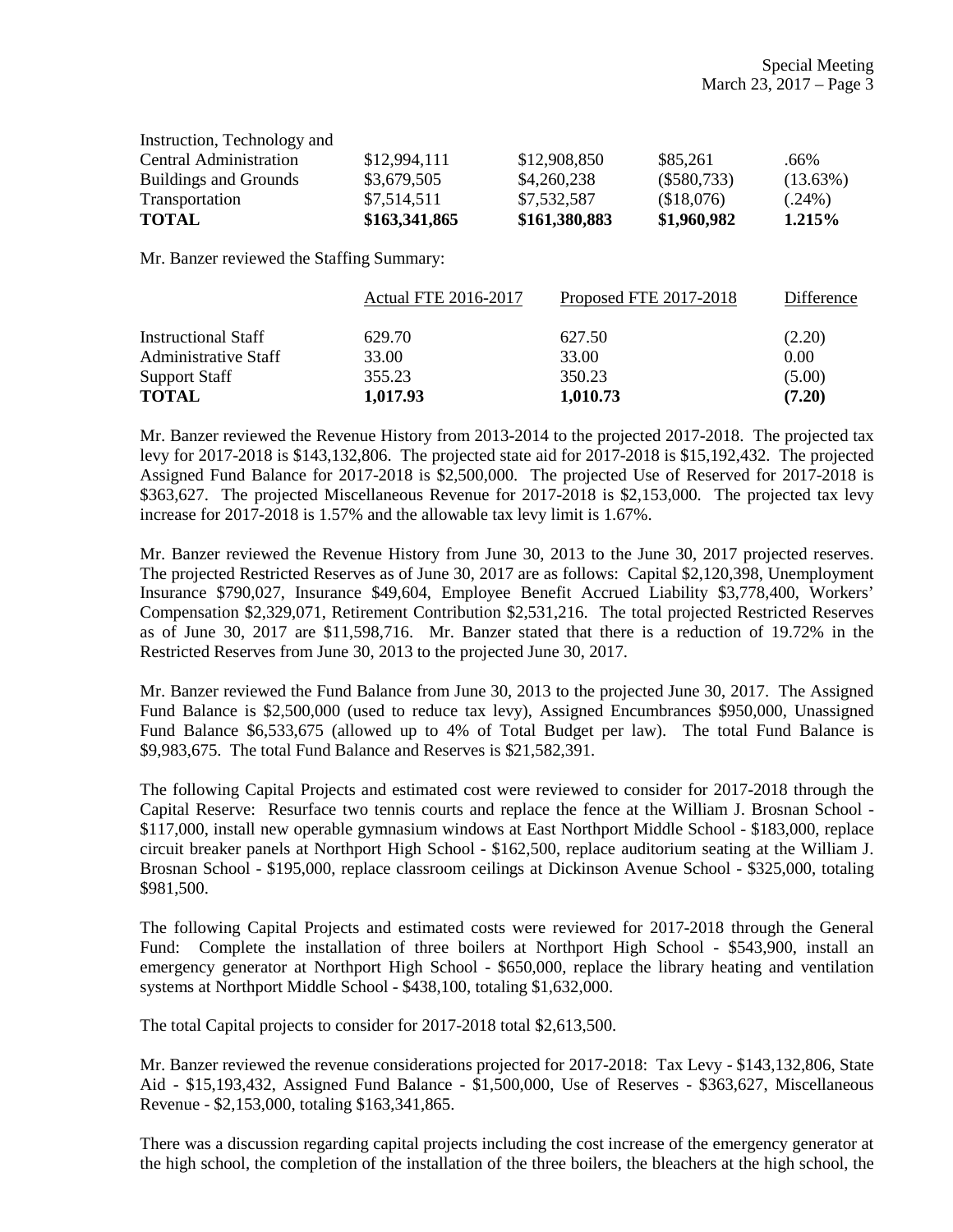| | | | | |
|---|---|---|---|---|
| Instruction, Technology and Central Administration | $12,994,111 | $12,908,850 | $85,261 | .66% |
| Buildings and Grounds | $3,679,505 | $4,260,238 | ($580,733) | (13.63%) |
| Transportation | $7,514,511 | $7,532,587 | ($18,076) | (.24%) |
| **TOTAL** | **$163,341,865** | **$161,380,883** | **$1,960,982** | **1.215%** |

Mr. Banzer reviewed the Staffing Summary:

| | Actual FTE 2016-2017 | Proposed FTE 2017-2018 | Difference |
|---|---|---|---|
| Instructional Staff | 629.70 | 627.50 | (2.20) |
| Administrative Staff | 33.00 | 33.00 | 0.00 |
| Support Staff | 355.23 | 350.23 | (5.00) |
| **TOTAL** | **1,017.93** | **1,010.73** | **(7.20)** |

Mr. Banzer reviewed the Revenue History from 2013-2014 to the projected 2017-2018. The projected tax levy for 2017-2018 is $143,132,806. The projected state aid for 2017-2018 is $15,192,432. The projected Assigned Fund Balance for 2017-2018 is $2,500,000. The projected Use of Reserved for 2017-2018 is $363,627. The projected Miscellaneous Revenue for 2017-2018 is $2,153,000. The projected tax levy increase for 2017-2018 is 1.57% and the allowable tax levy limit is 1.67%.

Mr. Banzer reviewed the Revenue History from June 30, 2013 to the June 30, 2017 projected reserves. The projected Restricted Reserves as of June 30, 2017 are as follows: Capital $2,120,398, Unemployment Insurance $790,027, Insurance $49,604, Employee Benefit Accrued Liability $3,778,400, Workers' Compensation $2,329,071, Retirement Contribution $2,531,216. The total projected Restricted Reserves as of June 30, 2017 are $11,598,716. Mr. Banzer stated that there is a reduction of 19.72% in the Restricted Reserves from June 30, 2013 to the projected June 30, 2017.

Mr. Banzer reviewed the Fund Balance from June 30, 2013 to the projected June 30, 2017. The Assigned Fund Balance is $2,500,000 (used to reduce tax levy), Assigned Encumbrances $950,000, Unassigned Fund Balance $6,533,675 (allowed up to 4% of Total Budget per law). The total Fund Balance is $9,983,675. The total Fund Balance and Reserves is $21,582,391.

The following Capital Projects and estimated cost were reviewed to consider for 2017-2018 through the Capital Reserve: Resurface two tennis courts and replace the fence at the William J. Brosnan School - $117,000, install new operable gymnasium windows at East Northport Middle School - $183,000, replace circuit breaker panels at Northport High School - $162,500, replace auditorium seating at the William J. Brosnan School - $195,000, replace classroom ceilings at Dickinson Avenue School - $325,000, totaling $981,500.

The following Capital Projects and estimated costs were reviewed for 2017-2018 through the General Fund: Complete the installation of three boilers at Northport High School - $543,900, install an emergency generator at Northport High School - $650,000, replace the library heating and ventilation systems at Northport Middle School - $438,100, totaling $1,632,000.

The total Capital projects to consider for 2017-2018 total $2,613,500.

Mr. Banzer reviewed the revenue considerations projected for 2017-2018: Tax Levy - $143,132,806, State Aid - $15,193,432, Assigned Fund Balance - $1,500,000, Use of Reserves - $363,627, Miscellaneous Revenue - $2,153,000, totaling $163,341,865.

There was a discussion regarding capital projects including the cost increase of the emergency generator at the high school, the completion of the installation of the three boilers, the bleachers at the high school, the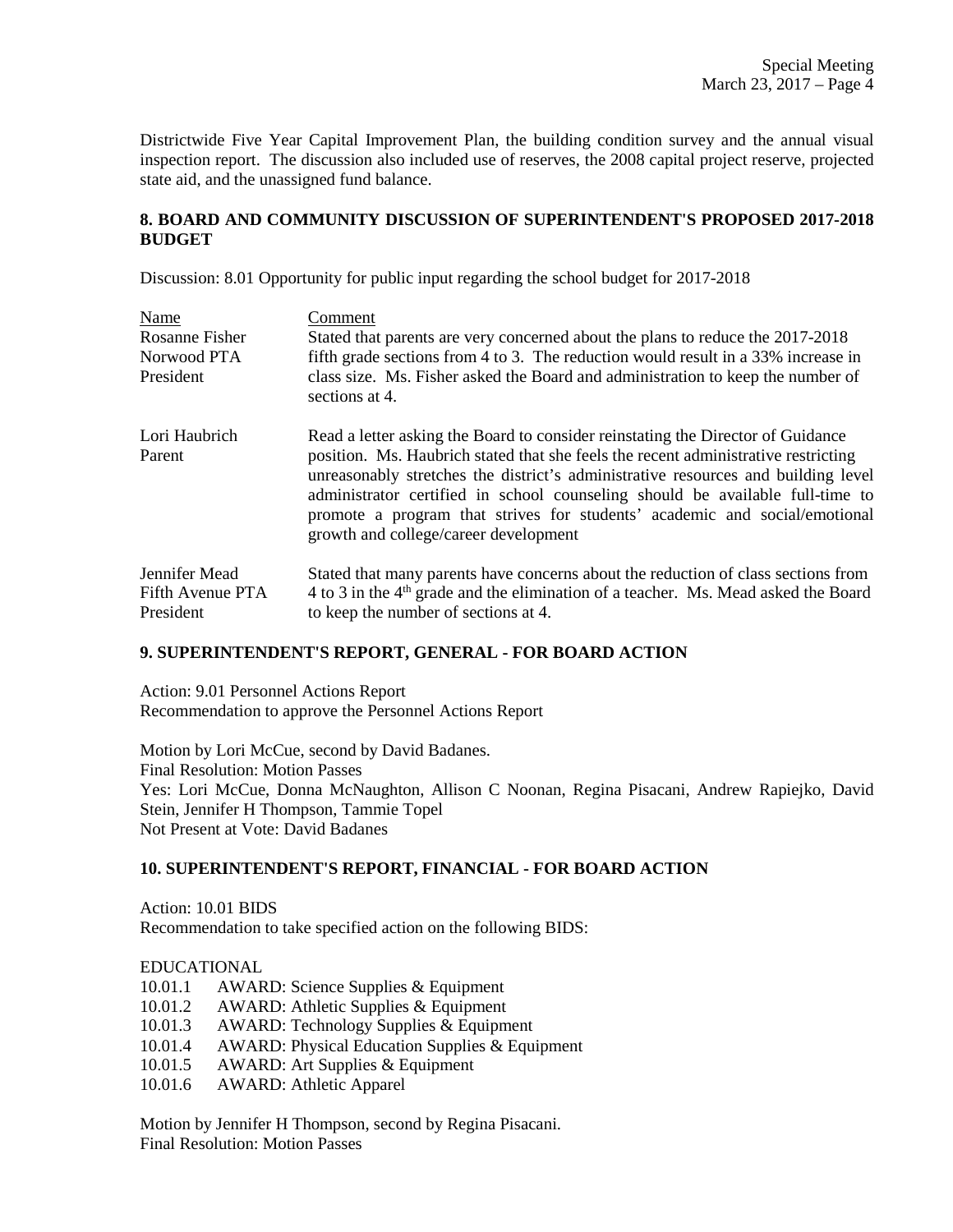Districtwide Five Year Capital Improvement Plan, the building condition survey and the annual visual inspection report. The discussion also included use of reserves, the 2008 capital project reserve, projected state aid, and the unassigned fund balance.

## 8. BOARD AND COMMUNITY DISCUSSION OF SUPERINTENDENT'S PROPOSED 2017-2018 BUDGET

Discussion: 8.01 Opportunity for public input regarding the school budget for 2017-2018

| Name | Comment |
|---|---|
| Rosanne Fisher<br>Norwood PTA<br>President | Stated that parents are very concerned about the plans to reduce the 2017-2018 fifth grade sections from 4 to 3. The reduction would result in a 33% increase in class size. Ms. Fisher asked the Board and administration to keep the number of sections at 4. |
| Lori Haubrich<br>Parent | Read a letter asking the Board to consider reinstating the Director of Guidance position. Ms. Haubrich stated that she feels the recent administrative restricting unreasonably stretches the district's administrative resources and building level administrator certified in school counseling should be available full-time to promote a program that strives for students' academic and social/emotional growth and college/career development |
| Jennifer Mead<br>Fifth Avenue PTA<br>President | Stated that many parents have concerns about the reduction of class sections from 4 to 3 in the 4th grade and the elimination of a teacher. Ms. Mead asked the Board to keep the number of sections at 4. |

## 9. SUPERINTENDENT'S REPORT, GENERAL - FOR BOARD ACTION

Action: 9.01 Personnel Actions Report
Recommendation to approve the Personnel Actions Report

Motion by Lori McCue, second by David Badanes.
Final Resolution: Motion Passes
Yes: Lori McCue, Donna McNaughton, Allison C Noonan, Regina Pisacani, Andrew Rapiejko, David Stein, Jennifer H Thompson, Tammie Topel
Not Present at Vote: David Badanes

## 10. SUPERINTENDENT'S REPORT, FINANCIAL - FOR BOARD ACTION

Action: 10.01 BIDS
Recommendation to take specified action on the following BIDS:

EDUCATIONAL
10.01.1 AWARD: Science Supplies & Equipment
10.01.2 AWARD: Athletic Supplies & Equipment
10.01.3 AWARD: Technology Supplies & Equipment
10.01.4 AWARD: Physical Education Supplies & Equipment
10.01.5 AWARD: Art Supplies & Equipment
10.01.6 AWARD: Athletic Apparel

Motion by Jennifer H Thompson, second by Regina Pisacani.
Final Resolution: Motion Passes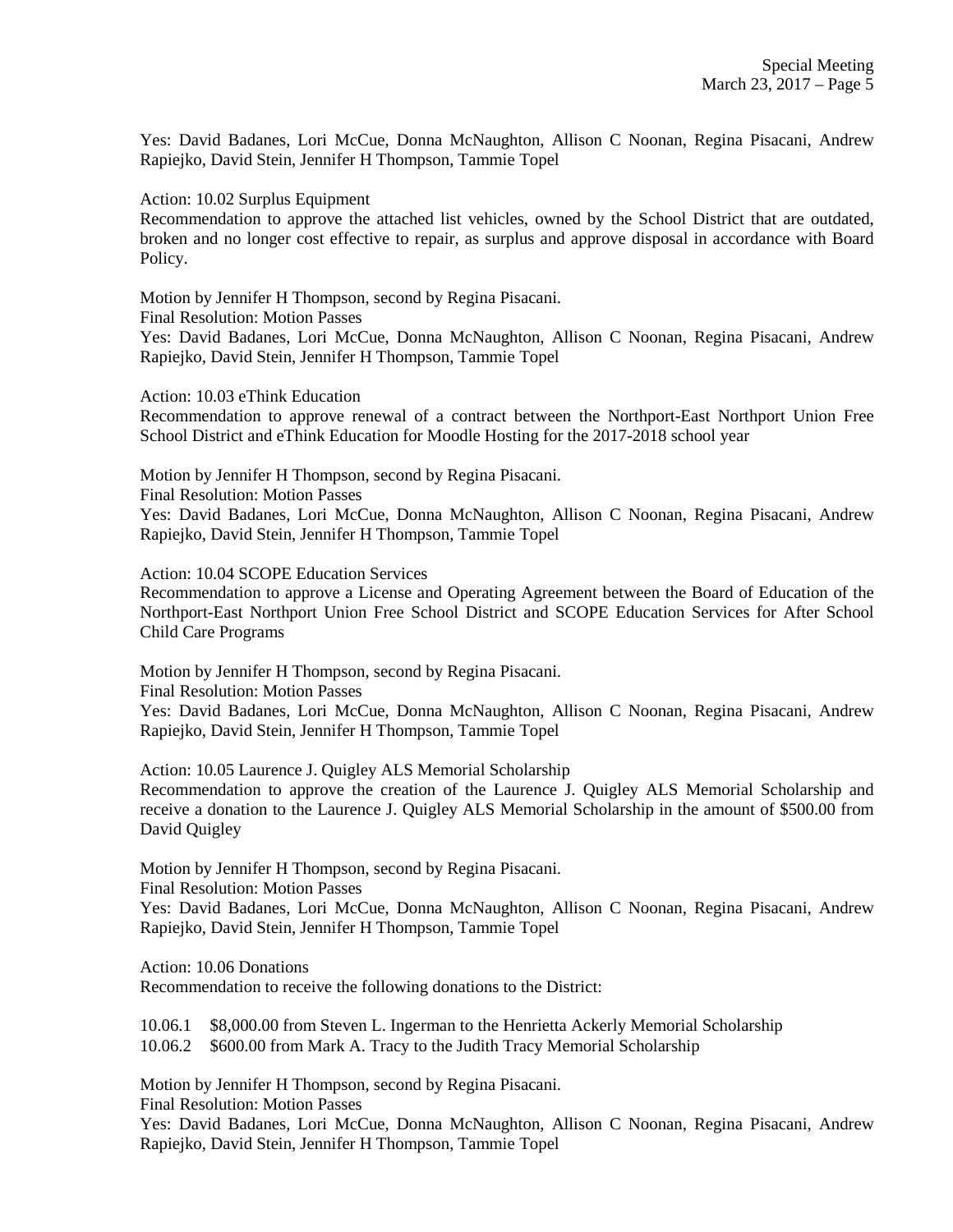Yes: David Badanes, Lori McCue, Donna McNaughton, Allison C Noonan, Regina Pisacani, Andrew Rapiejko, David Stein, Jennifer H Thompson, Tammie Topel

Action: 10.02 Surplus Equipment
Recommendation to approve the attached list vehicles, owned by the School District that are outdated, broken and no longer cost effective to repair, as surplus and approve disposal in accordance with Board Policy.

Motion by Jennifer H Thompson, second by Regina Pisacani.
Final Resolution: Motion Passes
Yes: David Badanes, Lori McCue, Donna McNaughton, Allison C Noonan, Regina Pisacani, Andrew Rapiejko, David Stein, Jennifer H Thompson, Tammie Topel

Action: 10.03 eThink Education
Recommendation to approve renewal of a contract between the Northport-East Northport Union Free School District and eThink Education for Moodle Hosting for the 2017-2018 school year

Motion by Jennifer H Thompson, second by Regina Pisacani.
Final Resolution: Motion Passes
Yes: David Badanes, Lori McCue, Donna McNaughton, Allison C Noonan, Regina Pisacani, Andrew Rapiejko, David Stein, Jennifer H Thompson, Tammie Topel

Action: 10.04 SCOPE Education Services
Recommendation to approve a License and Operating Agreement between the Board of Education of the Northport-East Northport Union Free School District and SCOPE Education Services for After School Child Care Programs

Motion by Jennifer H Thompson, second by Regina Pisacani.
Final Resolution: Motion Passes
Yes: David Badanes, Lori McCue, Donna McNaughton, Allison C Noonan, Regina Pisacani, Andrew Rapiejko, David Stein, Jennifer H Thompson, Tammie Topel

Action: 10.05 Laurence J. Quigley ALS Memorial Scholarship
Recommendation to approve the creation of the Laurence J. Quigley ALS Memorial Scholarship and receive a donation to the Laurence J. Quigley ALS Memorial Scholarship in the amount of $500.00 from David Quigley

Motion by Jennifer H Thompson, second by Regina Pisacani.
Final Resolution: Motion Passes
Yes: David Badanes, Lori McCue, Donna McNaughton, Allison C Noonan, Regina Pisacani, Andrew Rapiejko, David Stein, Jennifer H Thompson, Tammie Topel

Action: 10.06 Donations
Recommendation to receive the following donations to the District:

10.06.1 $8,000.00 from Steven L. Ingerman to the Henrietta Ackerly Memorial Scholarship
10.06.2 $600.00 from Mark A. Tracy to the Judith Tracy Memorial Scholarship

Motion by Jennifer H Thompson, second by Regina Pisacani.
Final Resolution: Motion Passes
Yes: David Badanes, Lori McCue, Donna McNaughton, Allison C Noonan, Regina Pisacani, Andrew Rapiejko, David Stein, Jennifer H Thompson, Tammie Topel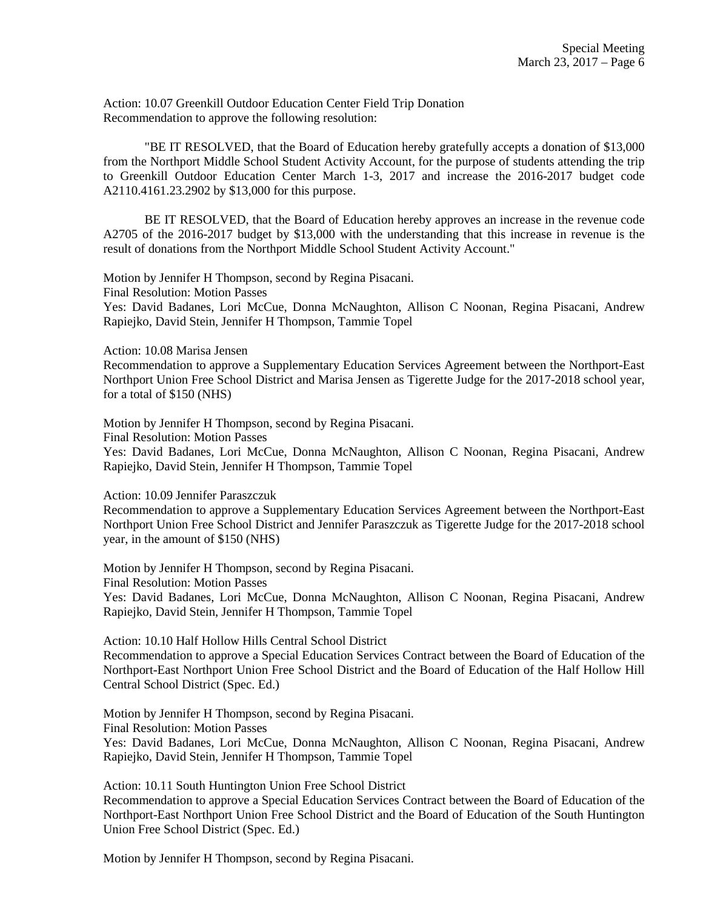Action: 10.07 Greenkill Outdoor Education Center Field Trip Donation
Recommendation to approve the following resolution:

"BE IT RESOLVED, that the Board of Education hereby gratefully accepts a donation of $13,000 from the Northport Middle School Student Activity Account, for the purpose of students attending the trip to Greenkill Outdoor Education Center March 1-3, 2017 and increase the 2016-2017 budget code A2110.4161.23.2902 by $13,000 for this purpose.

BE IT RESOLVED, that the Board of Education hereby approves an increase in the revenue code A2705 of the 2016-2017 budget by $13,000 with the understanding that this increase in revenue is the result of donations from the Northport Middle School Student Activity Account."

Motion by Jennifer H Thompson, second by Regina Pisacani.
Final Resolution: Motion Passes
Yes: David Badanes, Lori McCue, Donna McNaughton, Allison C Noonan, Regina Pisacani, Andrew Rapiejko, David Stein, Jennifer H Thompson, Tammie Topel

Action: 10.08 Marisa Jensen
Recommendation to approve a Supplementary Education Services Agreement between the Northport-East Northport Union Free School District and Marisa Jensen as Tigerette Judge for the 2017-2018 school year, for a total of $150 (NHS)

Motion by Jennifer H Thompson, second by Regina Pisacani.
Final Resolution: Motion Passes
Yes: David Badanes, Lori McCue, Donna McNaughton, Allison C Noonan, Regina Pisacani, Andrew Rapiejko, David Stein, Jennifer H Thompson, Tammie Topel

Action: 10.09 Jennifer Paraszczuk
Recommendation to approve a Supplementary Education Services Agreement between the Northport-East Northport Union Free School District and Jennifer Paraszczuk as Tigerette Judge for the 2017-2018 school year, in the amount of $150 (NHS)

Motion by Jennifer H Thompson, second by Regina Pisacani.
Final Resolution: Motion Passes
Yes: David Badanes, Lori McCue, Donna McNaughton, Allison C Noonan, Regina Pisacani, Andrew Rapiejko, David Stein, Jennifer H Thompson, Tammie Topel

Action: 10.10 Half Hollow Hills Central School District
Recommendation to approve a Special Education Services Contract between the Board of Education of the Northport-East Northport Union Free School District and the Board of Education of the Half Hollow Hill Central School District (Spec. Ed.)

Motion by Jennifer H Thompson, second by Regina Pisacani.
Final Resolution: Motion Passes
Yes: David Badanes, Lori McCue, Donna McNaughton, Allison C Noonan, Regina Pisacani, Andrew Rapiejko, David Stein, Jennifer H Thompson, Tammie Topel

Action: 10.11 South Huntington Union Free School District
Recommendation to approve a Special Education Services Contract between the Board of Education of the Northport-East Northport Union Free School District and the Board of Education of the South Huntington Union Free School District (Spec. Ed.)

Motion by Jennifer H Thompson, second by Regina Pisacani.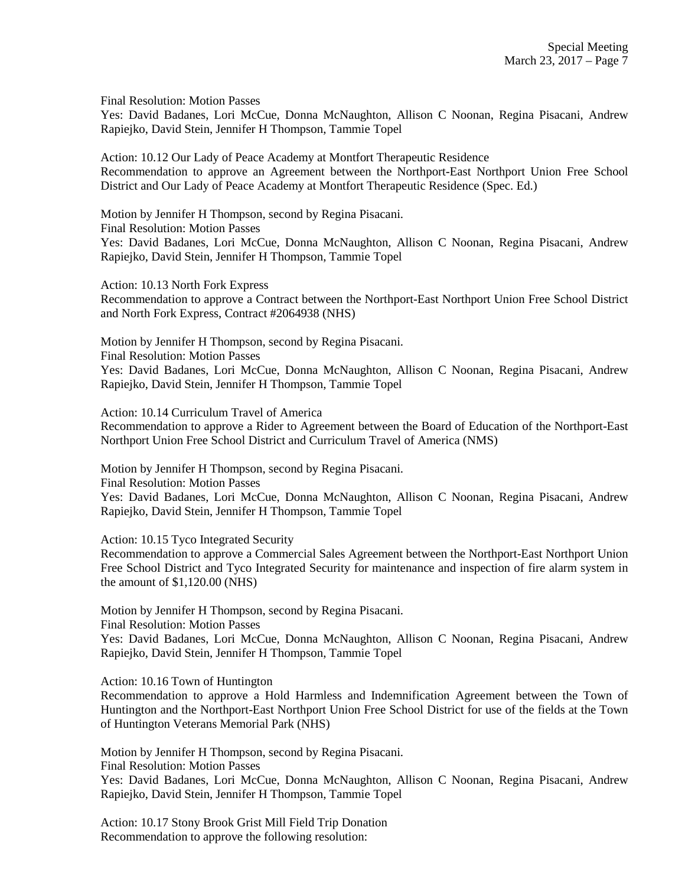Final Resolution: Motion Passes
Yes: David Badanes, Lori McCue, Donna McNaughton, Allison C Noonan, Regina Pisacani, Andrew Rapiejko, David Stein, Jennifer H Thompson, Tammie Topel

Action: 10.12 Our Lady of Peace Academy at Montfort Therapeutic Residence
Recommendation to approve an Agreement between the Northport-East Northport Union Free School District and Our Lady of Peace Academy at Montfort Therapeutic Residence (Spec. Ed.)

Motion by Jennifer H Thompson, second by Regina Pisacani.
Final Resolution: Motion Passes
Yes: David Badanes, Lori McCue, Donna McNaughton, Allison C Noonan, Regina Pisacani, Andrew Rapiejko, David Stein, Jennifer H Thompson, Tammie Topel

Action: 10.13 North Fork Express
Recommendation to approve a Contract between the Northport-East Northport Union Free School District and North Fork Express, Contract #2064938 (NHS)

Motion by Jennifer H Thompson, second by Regina Pisacani.
Final Resolution: Motion Passes
Yes: David Badanes, Lori McCue, Donna McNaughton, Allison C Noonan, Regina Pisacani, Andrew Rapiejko, David Stein, Jennifer H Thompson, Tammie Topel

Action: 10.14 Curriculum Travel of America
Recommendation to approve a Rider to Agreement between the Board of Education of the Northport-East Northport Union Free School District and Curriculum Travel of America (NMS)

Motion by Jennifer H Thompson, second by Regina Pisacani.
Final Resolution: Motion Passes
Yes: David Badanes, Lori McCue, Donna McNaughton, Allison C Noonan, Regina Pisacani, Andrew Rapiejko, David Stein, Jennifer H Thompson, Tammie Topel

Action: 10.15 Tyco Integrated Security
Recommendation to approve a Commercial Sales Agreement between the Northport-East Northport Union Free School District and Tyco Integrated Security for maintenance and inspection of fire alarm system in the amount of $1,120.00 (NHS)

Motion by Jennifer H Thompson, second by Regina Pisacani.
Final Resolution: Motion Passes
Yes: David Badanes, Lori McCue, Donna McNaughton, Allison C Noonan, Regina Pisacani, Andrew Rapiejko, David Stein, Jennifer H Thompson, Tammie Topel

Action: 10.16 Town of Huntington
Recommendation to approve a Hold Harmless and Indemnification Agreement between the Town of Huntington and the Northport-East Northport Union Free School District for use of the fields at the Town of Huntington Veterans Memorial Park (NHS)

Motion by Jennifer H Thompson, second by Regina Pisacani.
Final Resolution: Motion Passes
Yes: David Badanes, Lori McCue, Donna McNaughton, Allison C Noonan, Regina Pisacani, Andrew Rapiejko, David Stein, Jennifer H Thompson, Tammie Topel

Action: 10.17 Stony Brook Grist Mill Field Trip Donation
Recommendation to approve the following resolution: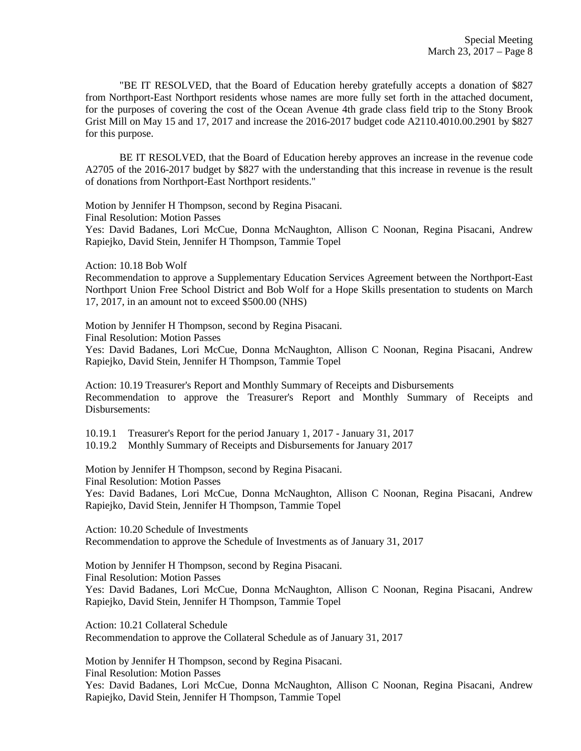"BE IT RESOLVED, that the Board of Education hereby gratefully accepts a donation of $827 from Northport-East Northport residents whose names are more fully set forth in the attached document, for the purposes of covering the cost of the Ocean Avenue 4th grade class field trip to the Stony Brook Grist Mill on May 15 and 17, 2017 and increase the 2016-2017 budget code A2110.4010.00.2901 by $827 for this purpose.

BE IT RESOLVED, that the Board of Education hereby approves an increase in the revenue code A2705 of the 2016-2017 budget by $827 with the understanding that this increase in revenue is the result of donations from Northport-East Northport residents."

Motion by Jennifer H Thompson, second by Regina Pisacani.
Final Resolution: Motion Passes
Yes: David Badanes, Lori McCue, Donna McNaughton, Allison C Noonan, Regina Pisacani, Andrew Rapiejko, David Stein, Jennifer H Thompson, Tammie Topel

Action: 10.18 Bob Wolf
Recommendation to approve a Supplementary Education Services Agreement between the Northport-East Northport Union Free School District and Bob Wolf for a Hope Skills presentation to students on March 17, 2017, in an amount not to exceed $500.00 (NHS)

Motion by Jennifer H Thompson, second by Regina Pisacani.
Final Resolution: Motion Passes
Yes: David Badanes, Lori McCue, Donna McNaughton, Allison C Noonan, Regina Pisacani, Andrew Rapiejko, David Stein, Jennifer H Thompson, Tammie Topel

Action: 10.19 Treasurer's Report and Monthly Summary of Receipts and Disbursements
Recommendation to approve the Treasurer's Report and Monthly Summary of Receipts and Disbursements:

10.19.1 Treasurer's Report for the period January 1, 2017 - January 31, 2017
10.19.2 Monthly Summary of Receipts and Disbursements for January 2017

Motion by Jennifer H Thompson, second by Regina Pisacani.
Final Resolution: Motion Passes
Yes: David Badanes, Lori McCue, Donna McNaughton, Allison C Noonan, Regina Pisacani, Andrew Rapiejko, David Stein, Jennifer H Thompson, Tammie Topel

Action: 10.20 Schedule of Investments
Recommendation to approve the Schedule of Investments as of January 31, 2017

Motion by Jennifer H Thompson, second by Regina Pisacani.
Final Resolution: Motion Passes
Yes: David Badanes, Lori McCue, Donna McNaughton, Allison C Noonan, Regina Pisacani, Andrew Rapiejko, David Stein, Jennifer H Thompson, Tammie Topel

Action: 10.21 Collateral Schedule
Recommendation to approve the Collateral Schedule as of January 31, 2017

Motion by Jennifer H Thompson, second by Regina Pisacani.
Final Resolution: Motion Passes
Yes: David Badanes, Lori McCue, Donna McNaughton, Allison C Noonan, Regina Pisacani, Andrew Rapiejko, David Stein, Jennifer H Thompson, Tammie Topel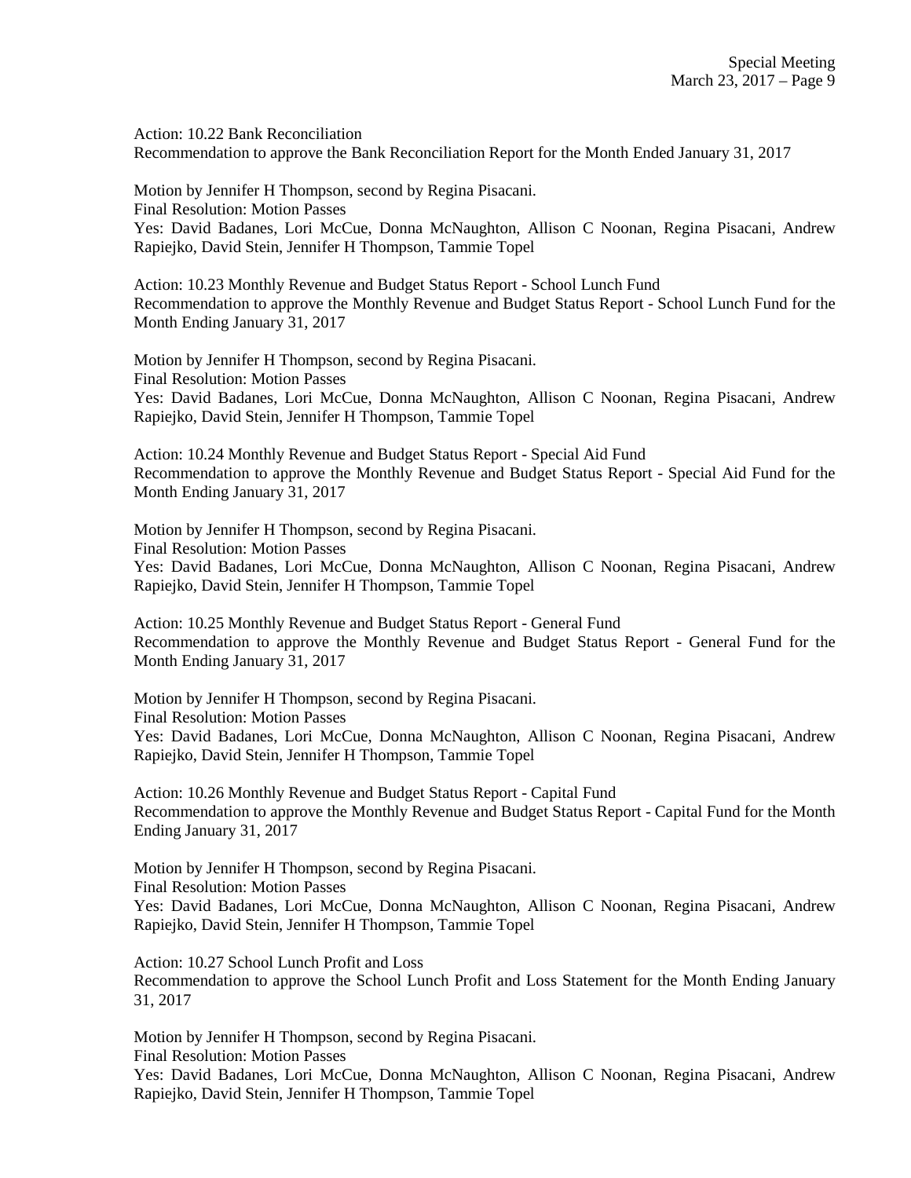Action: 10.22 Bank Reconciliation
Recommendation to approve the Bank Reconciliation Report for the Month Ended January 31, 2017

Motion by Jennifer H Thompson, second by Regina Pisacani.
Final Resolution: Motion Passes
Yes: David Badanes, Lori McCue, Donna McNaughton, Allison C Noonan, Regina Pisacani, Andrew Rapiejko, David Stein, Jennifer H Thompson, Tammie Topel

Action: 10.23 Monthly Revenue and Budget Status Report - School Lunch Fund
Recommendation to approve the Monthly Revenue and Budget Status Report - School Lunch Fund for the Month Ending January 31, 2017

Motion by Jennifer H Thompson, second by Regina Pisacani.
Final Resolution: Motion Passes
Yes: David Badanes, Lori McCue, Donna McNaughton, Allison C Noonan, Regina Pisacani, Andrew Rapiejko, David Stein, Jennifer H Thompson, Tammie Topel

Action: 10.24 Monthly Revenue and Budget Status Report - Special Aid Fund
Recommendation to approve the Monthly Revenue and Budget Status Report - Special Aid Fund for the Month Ending January 31, 2017

Motion by Jennifer H Thompson, second by Regina Pisacani.
Final Resolution: Motion Passes
Yes: David Badanes, Lori McCue, Donna McNaughton, Allison C Noonan, Regina Pisacani, Andrew Rapiejko, David Stein, Jennifer H Thompson, Tammie Topel

Action: 10.25 Monthly Revenue and Budget Status Report - General Fund
Recommendation to approve the Monthly Revenue and Budget Status Report - General Fund for the Month Ending January 31, 2017

Motion by Jennifer H Thompson, second by Regina Pisacani.
Final Resolution: Motion Passes
Yes: David Badanes, Lori McCue, Donna McNaughton, Allison C Noonan, Regina Pisacani, Andrew Rapiejko, David Stein, Jennifer H Thompson, Tammie Topel

Action: 10.26 Monthly Revenue and Budget Status Report - Capital Fund
Recommendation to approve the Monthly Revenue and Budget Status Report - Capital Fund for the Month Ending January 31, 2017

Motion by Jennifer H Thompson, second by Regina Pisacani.
Final Resolution: Motion Passes
Yes: David Badanes, Lori McCue, Donna McNaughton, Allison C Noonan, Regina Pisacani, Andrew Rapiejko, David Stein, Jennifer H Thompson, Tammie Topel

Action: 10.27 School Lunch Profit and Loss
Recommendation to approve the School Lunch Profit and Loss Statement for the Month Ending January 31, 2017

Motion by Jennifer H Thompson, second by Regina Pisacani.
Final Resolution: Motion Passes
Yes: David Badanes, Lori McCue, Donna McNaughton, Allison C Noonan, Regina Pisacani, Andrew Rapiejko, David Stein, Jennifer H Thompson, Tammie Topel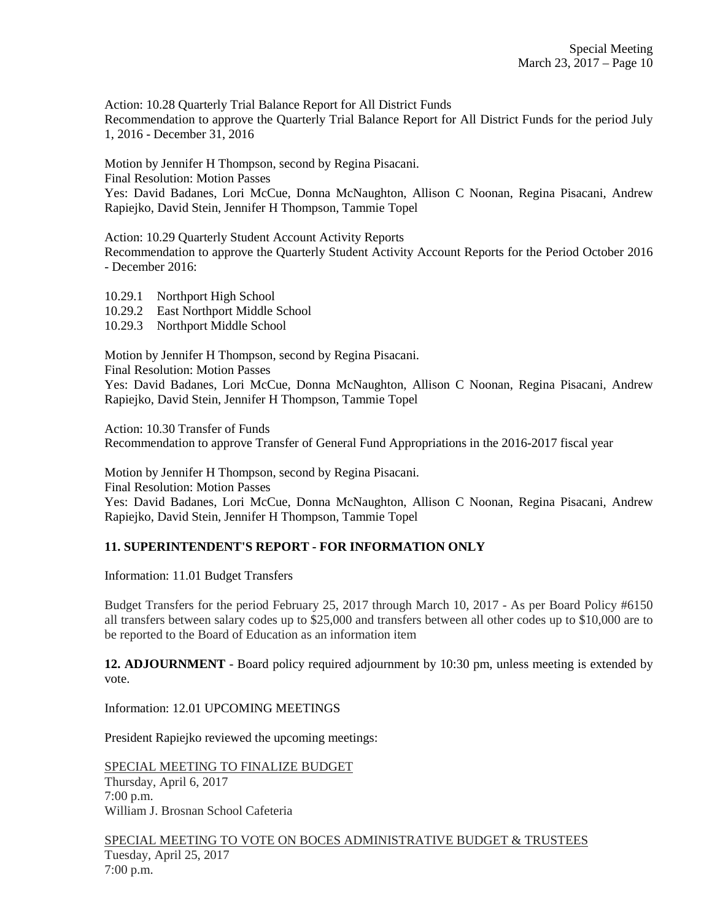Action: 10.28 Quarterly Trial Balance Report for All District Funds
Recommendation to approve the Quarterly Trial Balance Report for All District Funds for the period July 1, 2016 - December 31, 2016

Motion by Jennifer H Thompson, second by Regina Pisacani.
Final Resolution: Motion Passes
Yes: David Badanes, Lori McCue, Donna McNaughton, Allison C Noonan, Regina Pisacani, Andrew Rapiejko, David Stein, Jennifer H Thompson, Tammie Topel

Action: 10.29 Quarterly Student Account Activity Reports
Recommendation to approve the Quarterly Student Activity Account Reports for the Period October 2016 - December 2016:

10.29.1 Northport High School
10.29.2 East Northport Middle School
10.29.3 Northport Middle School

Motion by Jennifer H Thompson, second by Regina Pisacani.
Final Resolution: Motion Passes
Yes: David Badanes, Lori McCue, Donna McNaughton, Allison C Noonan, Regina Pisacani, Andrew Rapiejko, David Stein, Jennifer H Thompson, Tammie Topel

Action: 10.30 Transfer of Funds
Recommendation to approve Transfer of General Fund Appropriations in the 2016-2017 fiscal year

Motion by Jennifer H Thompson, second by Regina Pisacani.
Final Resolution: Motion Passes
Yes: David Badanes, Lori McCue, Donna McNaughton, Allison C Noonan, Regina Pisacani, Andrew Rapiejko, David Stein, Jennifer H Thompson, Tammie Topel

**11. SUPERINTENDENT'S REPORT - FOR INFORMATION ONLY**

Information: 11.01 Budget Transfers

Budget Transfers for the period February 25, 2017 through March 10, 2017 - As per Board Policy #6150 all transfers between salary codes up to $25,000 and transfers between all other codes up to $10,000 are to be reported to the Board of Education as an information item

**12. ADJOURNMENT** - Board policy required adjournment by 10:30 pm, unless meeting is extended by vote.

Information: 12.01 UPCOMING MEETINGS

President Rapiejko reviewed the upcoming meetings:

<u>SPECIAL MEETING TO FINALIZE BUDGET</u>
Thursday, April 6, 2017
7:00 p.m.
William J. Brosnan School Cafeteria

<u>SPECIAL MEETING TO VOTE ON BOCES ADMINISTRATIVE BUDGET & TRUSTEES</u>
Tuesday, April 25, 2017
7:00 p.m.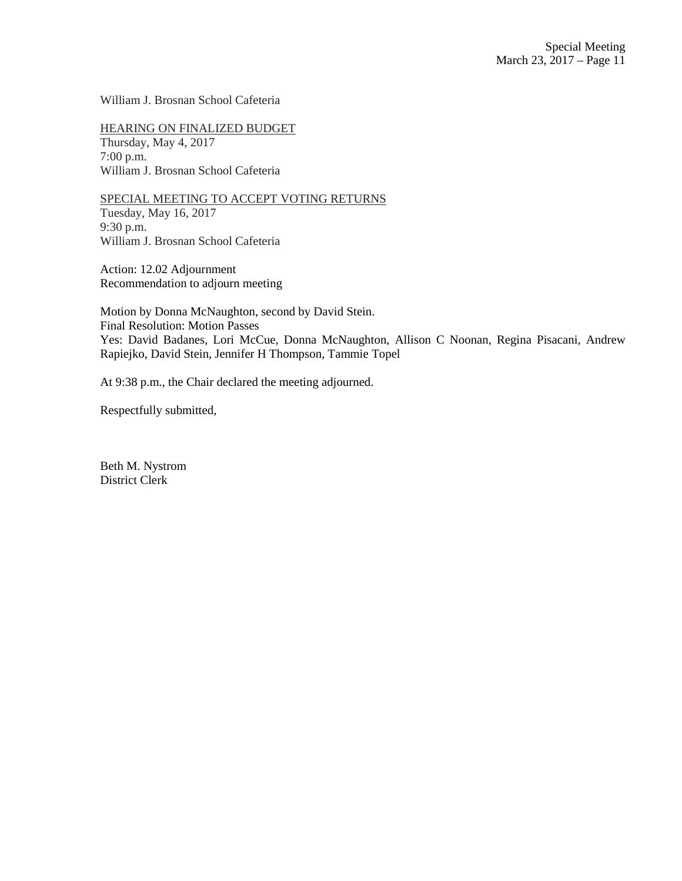William J. Brosnan School Cafeteria

HEARING ON FINALIZED BUDGET
Thursday, May 4, 2017
7:00 p.m.
William J. Brosnan School Cafeteria

SPECIAL MEETING TO ACCEPT VOTING RETURNS
Tuesday, May 16, 2017
9:30 p.m.
William J. Brosnan School Cafeteria

Action: 12.02 Adjournment
Recommendation to adjourn meeting

Motion by Donna McNaughton, second by David Stein.
Final Resolution: Motion Passes
Yes: David Badanes, Lori McCue, Donna McNaughton, Allison C Noonan, Regina Pisacani, Andrew Rapiejko, David Stein, Jennifer H Thompson, Tammie Topel

At 9:38 p.m., the Chair declared the meeting adjourned.

Respectfully submitted,

Beth M. Nystrom
District Clerk